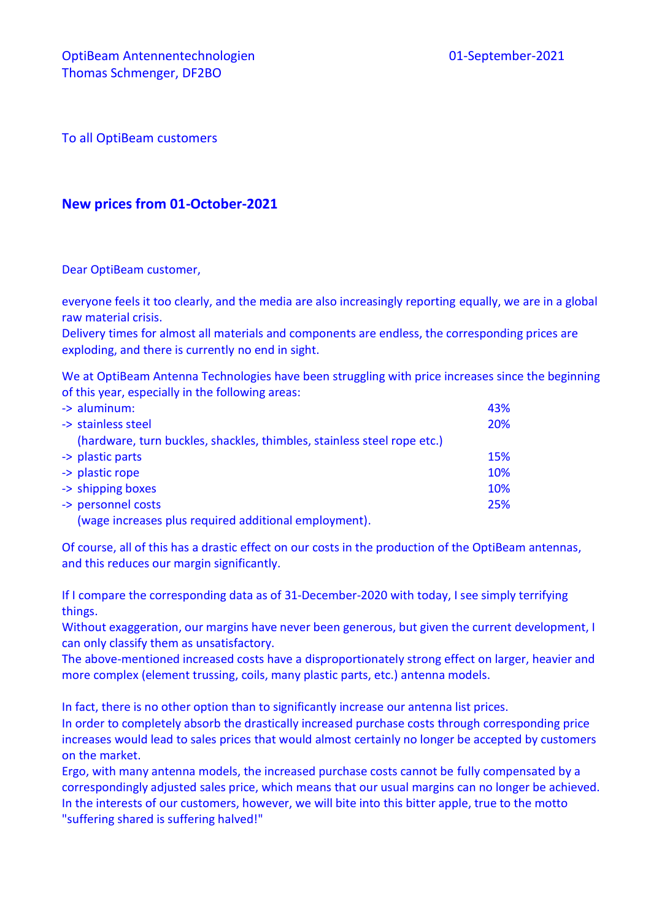OptiBeam Antennentechnologien
Thomas Schmenger, DF2BO

01-September-2021

To all OptiBeam customers

## New prices from 01-October-2021

Dear OptiBeam customer,

everyone feels it too clearly, and the media are also increasingly reporting equally, we are in a global raw material crisis.
Delivery times for almost all materials and components are endless, the corresponding prices are exploding, and there is currently no end in sight.

We at OptiBeam Antenna Technologies have been struggling with price increases since the beginning of this year, especially in the following areas:

| | |
|---|---|
| -> aluminum: | 43% |
| -> stainless steel<br>(hardware, turn buckles, shackles, thimbles, stainless steel rope etc.) | 20% |
| -> plastic parts | 15% |
| -> plastic rope | 10% |
| -> shipping boxes | 10% |
| -> personnel costs<br>(wage increases plus required additional employment). | 25% |

Of course, all of this has a drastic effect on our costs in the production of the OptiBeam antennas, and this reduces our margin significantly.

If I compare the corresponding data as of 31-December-2020 with today, I see simply terrifying things.
Without exaggeration, our margins have never been generous, but given the current development, I can only classify them as unsatisfactory.
The above-mentioned increased costs have a disproportionately strong effect on larger, heavier and more complex (element trussing, coils, many plastic parts, etc.) antenna models.

In fact, there is no other option than to significantly increase our antenna list prices.
In order to completely absorb the drastically increased purchase costs through corresponding price increases would lead to sales prices that would almost certainly no longer be accepted by customers on the market.
Ergo, with many antenna models, the increased purchase costs cannot be fully compensated by a correspondingly adjusted sales price, which means that our usual margins can no longer be achieved.
In the interests of our customers, however, we will bite into this bitter apple, true to the motto "suffering shared is suffering halved!"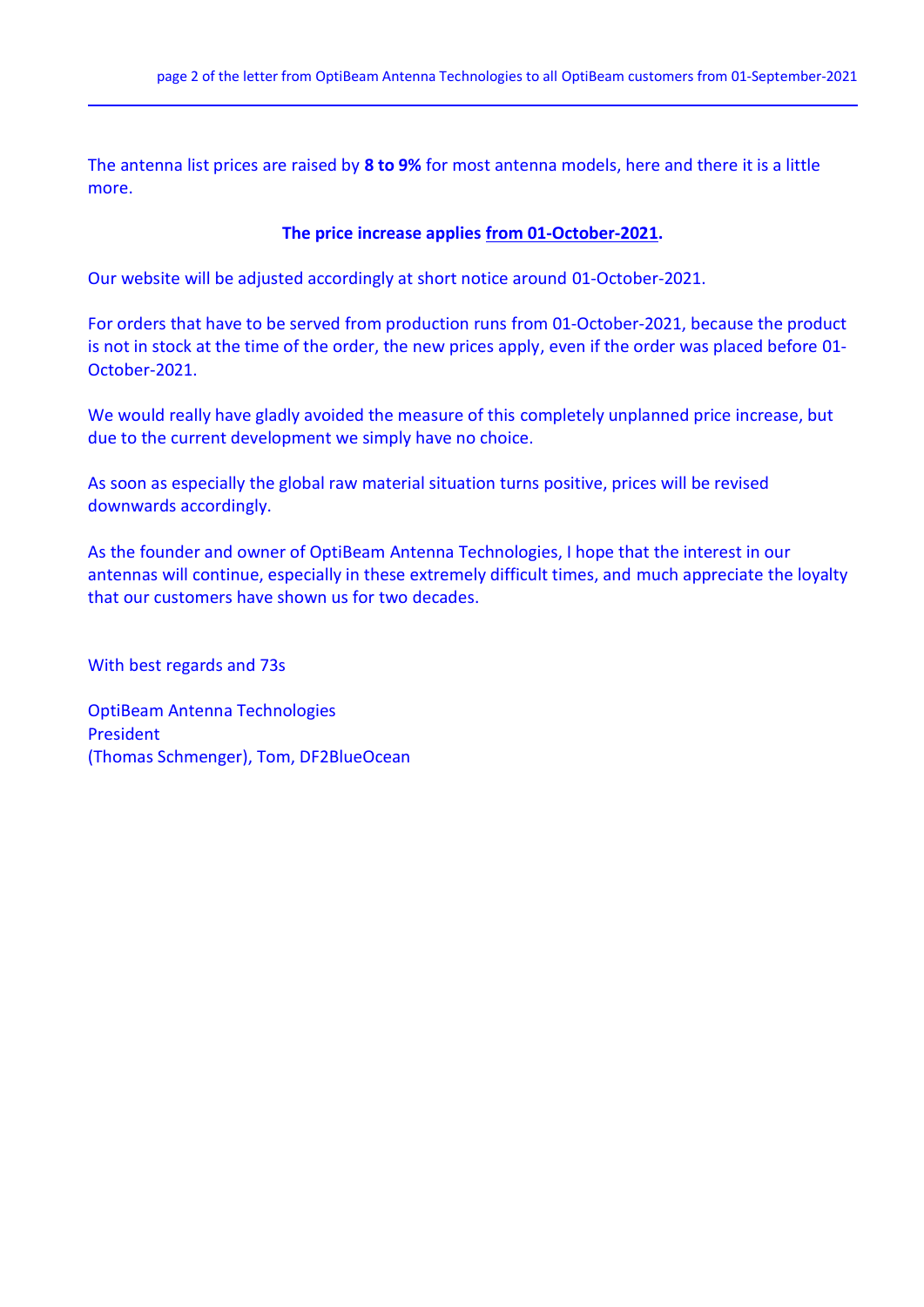The antenna list prices are raised by **8 to 9%** for most antenna models, here and there it is a little more.

**The price increase applies <u>from 01-October-2021</u>.**

Our website will be adjusted accordingly at short notice around 01-October-2021.

For orders that have to be served from production runs from 01-October-2021, because the product is not in stock at the time of the order, the new prices apply, even if the order was placed before 01-October-2021.

We would really have gladly avoided the measure of this completely unplanned price increase, but due to the current development we simply have no choice.

As soon as especially the global raw material situation turns positive, prices will be revised downwards accordingly.

As the founder and owner of OptiBeam Antenna Technologies, I hope that the interest in our antennas will continue, especially in these extremely difficult times, and much appreciate the loyalty that our customers have shown us for two decades.

With best regards and 73s

OptiBeam Antenna Technologies
President
(Thomas Schmenger), Tom, DF2BlueOcean